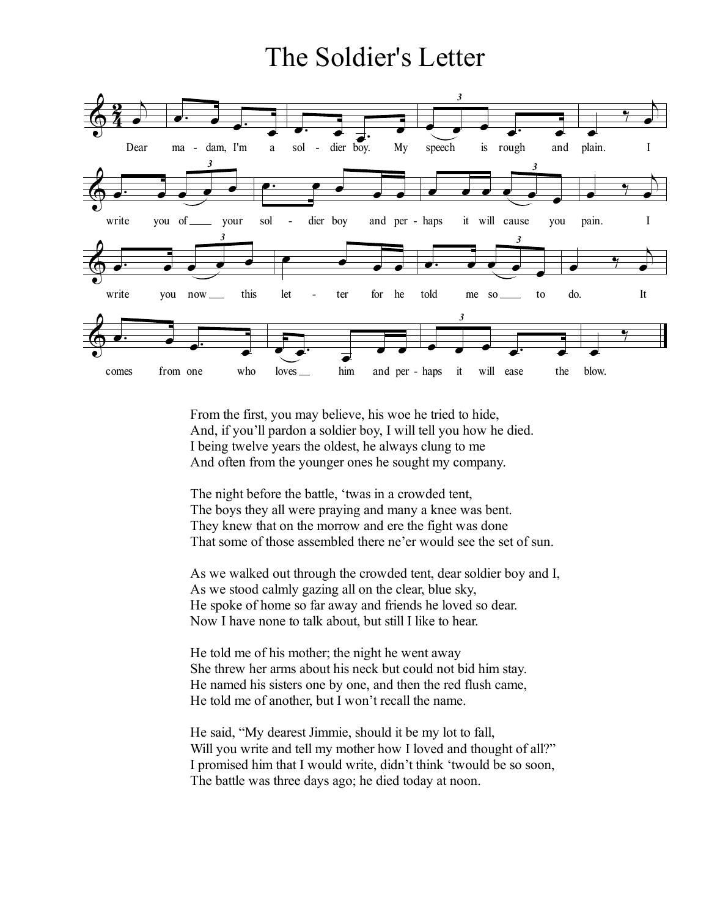# The Soldier's Letter

Dear madam, I'm a soldier boy. My speech is rough and plain. I write you of your soldier boy and perhaps it will cause you pain. I write you now this letter for he told me so to do. It comes from one who loves him and perhaps it will ease the blow.

From the first, you may believe, his woe he tried to hide,
And, if you'll pardon a soldier boy, I will tell you how he died.
I being twelve years the oldest, he always clung to me
And often from the younger ones he sought my company.

The night before the battle, 'twas in a crowded tent,
The boys they all were praying and many a knee was bent.
They knew that on the morrow and ere the fight was done
That some of those assembled there ne'er would see the set of sun.

As we walked out through the crowded tent, dear soldier boy and I,
As we stood calmly gazing all on the clear, blue sky,
He spoke of home so far away and friends he loved so dear.
Now I have none to talk about, but still I like to hear.

He told me of his mother; the night he went away
She threw her arms about his neck but could not bid him stay.
He named his sisters one by one, and then the red flush came,
He told me of another, but I won't recall the name.

He said, "My dearest Jimmie, should it be my lot to fall,
Will you write and tell my mother how I loved and thought of all?"
I promised him that I would write, didn't think 'twould be so soon,
The battle was three days ago; he died today at noon.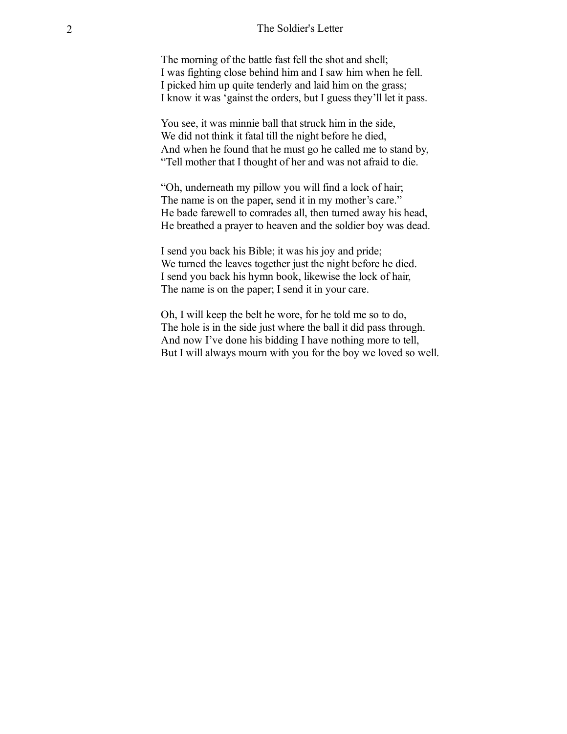The morning of the battle fast fell the shot and shell;
I was fighting close behind him and I saw him when he fell.
I picked him up quite tenderly and laid him on the grass;
I know it was 'gainst the orders, but I guess they'll let it pass.

You see, it was minnie ball that struck him in the side,
We did not think it fatal till the night before he died,
And when he found that he must go he called me to stand by,
"Tell mother that I thought of her and was not afraid to die.

"Oh, underneath my pillow you will find a lock of hair;
The name is on the paper, send it in my mother's care."
He bade farewell to comrades all, then turned away his head,
He breathed a prayer to heaven and the soldier boy was dead.

I send you back his Bible; it was his joy and pride;
We turned the leaves together just the night before he died.
I send you back his hymn book, likewise the lock of hair,
The name is on the paper; I send it in your care.

Oh, I will keep the belt he wore, for he told me so to do,
The hole is in the side just where the ball it did pass through.
And now I've done his bidding I have nothing more to tell,
But I will always mourn with you for the boy we loved so well.